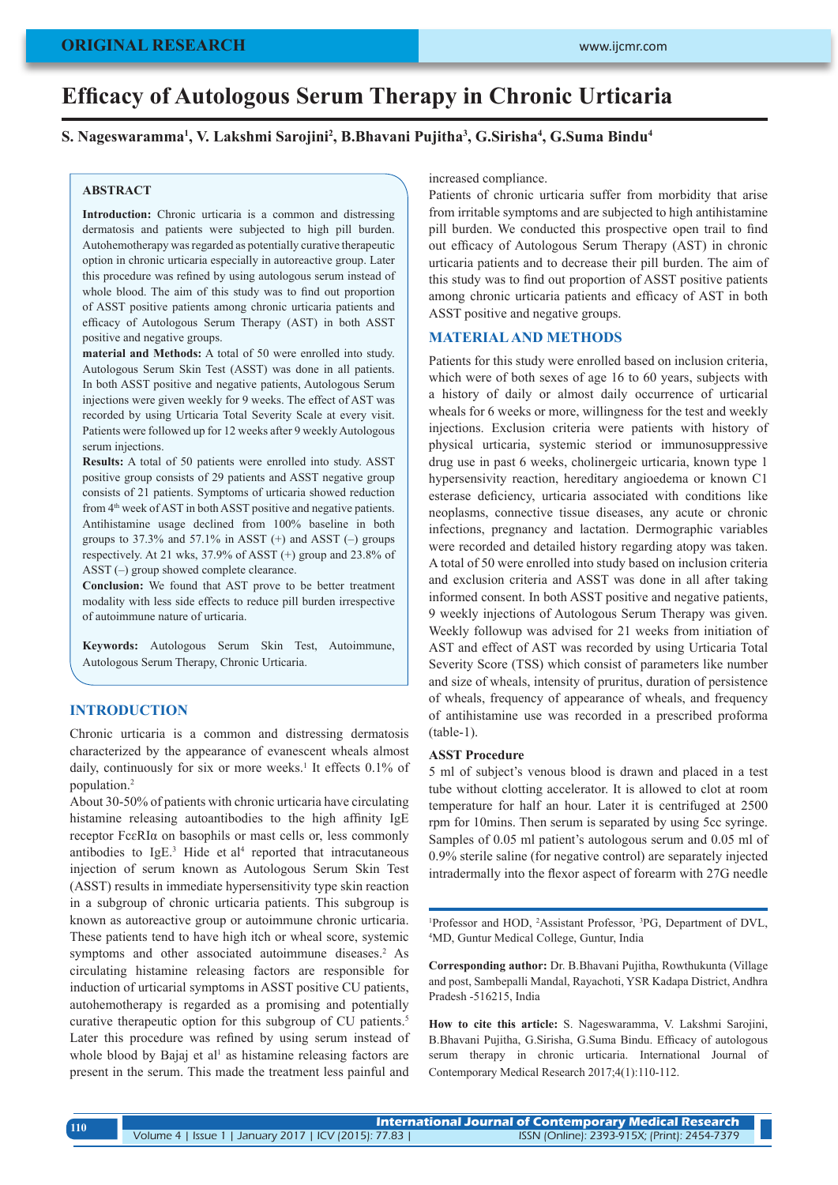# Efficacy of Autologous Serum Therapy in Chronic Urticaria

**S. Nageswaramma[1], V. Lakshmi Sarojini[2], B.Bhavani Pujitha[3], G.Sirisha[4], G.Suma Bindu[4]**

## ABSTRACT

**Introduction:** Chronic urticaria is a common and distressing dermatosis and patients were subjected to high pill burden. Autohemotherapy was regarded as potentially curative therapeutic option in chronic urticaria especially in autoreactive group. Later this procedure was refined by using autologous serum instead of whole blood. The aim of this study was to find out proportion of ASST positive patients among chronic urticaria patients and efficacy of Autologous Serum Therapy (AST) in both ASST positive and negative groups.

**material and Methods:** A total of 50 were enrolled into study. Autologous Serum Skin Test (ASST) was done in all patients. In both ASST positive and negative patients, Autologous Serum injections were given weekly for 9 weeks. The effect of AST was recorded by using Urticaria Total Severity Scale at every visit. Patients were followed up for 12 weeks after 9 weekly Autologous serum injections.

**Results:** A total of 50 patients were enrolled into study. ASST positive group consists of 29 patients and ASST negative group consists of 21 patients. Symptoms of urticaria showed reduction from 4th week of AST in both ASST positive and negative patients. Antihistamine usage declined from 100% baseline in both groups to 37.3% and 57.1% in ASST (+) and ASST (–) groups respectively. At 21 wks, 37.9% of ASST (+) group and 23.8% of ASST (–) group showed complete clearance.

**Conclusion:** We found that AST prove to be better treatment modality with less side effects to reduce pill burden irrespective of autoimmune nature of urticaria.

**Keywords:** Autologous Serum Skin Test, Autoimmune, Autologous Serum Therapy, Chronic Urticaria.

## INTRODUCTION

Chronic urticaria is a common and distressing dermatosis characterized by the appearance of evanescent wheals almost daily, continuously for six or more weeks.[1] It effects 0.1% of population.[2]

About 30-50% of patients with chronic urticaria have circulating histamine releasing autoantibodies to the high affinity IgE receptor FcεRIα on basophils or mast cells or, less commonly antibodies to IgE.[3] Hide et al[4] reported that intracutaneous injection of serum known as Autologous Serum Skin Test (ASST) results in immediate hypersensitivity type skin reaction in a subgroup of chronic urticaria patients. This subgroup is known as autoreactive group or autoimmune chronic urticaria. These patients tend to have high itch or wheal score, systemic symptoms and other associated autoimmune diseases.[2] As circulating histamine releasing factors are responsible for induction of urticarial symptoms in ASST positive CU patients, autohemotherapy is regarded as a promising and potentially curative therapeutic option for this subgroup of CU patients.[5] Later this procedure was refined by using serum instead of whole blood by Bajaj et al[1] as histamine releasing factors are present in the serum. This made the treatment less painful and increased compliance.

Patients of chronic urticaria suffer from morbidity that arise from irritable symptoms and are subjected to high antihistamine pill burden. We conducted this prospective open trail to find out efficacy of Autologous Serum Therapy (AST) in chronic urticaria patients and to decrease their pill burden. The aim of this study was to find out proportion of ASST positive patients among chronic urticaria patients and efficacy of AST in both ASST positive and negative groups.

## MATERIAL AND METHODS

Patients for this study were enrolled based on inclusion criteria, which were of both sexes of age 16 to 60 years, subjects with a history of daily or almost daily occurrence of urticarial wheals for 6 weeks or more, willingness for the test and weekly injections. Exclusion criteria were patients with history of physical urticaria, systemic steriod or immunosuppressive drug use in past 6 weeks, cholinergeic urticaria, known type 1 hypersensitivity reaction, hereditary angioedema or known C1 esterase deficiency, urticaria associated with conditions like neoplasms, connective tissue diseases, any acute or chronic infections, pregnancy and lactation. Demographic variables were recorded and detailed history regarding atopy was taken. A total of 50 were enrolled into study based on inclusion criteria and exclusion criteria and ASST was done in all after taking informed consent. In both ASST positive and negative patients, 9 weekly injections of Autologous Serum Therapy was given. Weekly followup was advised for 21 weeks from initiation of AST and effect of AST was recorded by using Urticaria Total Severity Score (TSS) which consist of parameters like number and size of wheals, intensity of pruritus, duration of persistence of wheals, frequency of appearance of wheals, and frequency of antihistamine use was recorded in a prescribed proforma (table-1).

### ASST Procedure

5 ml of subject's venous blood is drawn and placed in a test tube without clotting accelerator. It is allowed to clot at room temperature for half an hour. Later it is centrifuged at 2500 rpm for 10mins. Then serum is separated by using 5cc syringe. Samples of 0.05 ml patient's autologous serum and 0.05 ml of 0.9% sterile saline (for negative control) are separately injected intradermally into the flexor aspect of forearm with 27G needle

[1]Professor and HOD, [2]Assistant Professor, [3]PG, Department of DVL, [4]MD, Guntur Medical College, Guntur, India

**Corresponding author:** Dr. B.Bhavani Pujitha, Rowthukunta (Village and post, Sambepalli Mandal, Rayachoti, YSR Kadapa District, Andhra Pradesh -516215, India

**How to cite this article:** S. Nageswaramma, V. Lakshmi Sarojini, B.Bhavani Pujitha, G.Sirisha, G.Suma Bindu. Efficacy of autologous serum therapy in chronic urticaria. International Journal of Contemporary Medical Research 2017;4(1):110-112.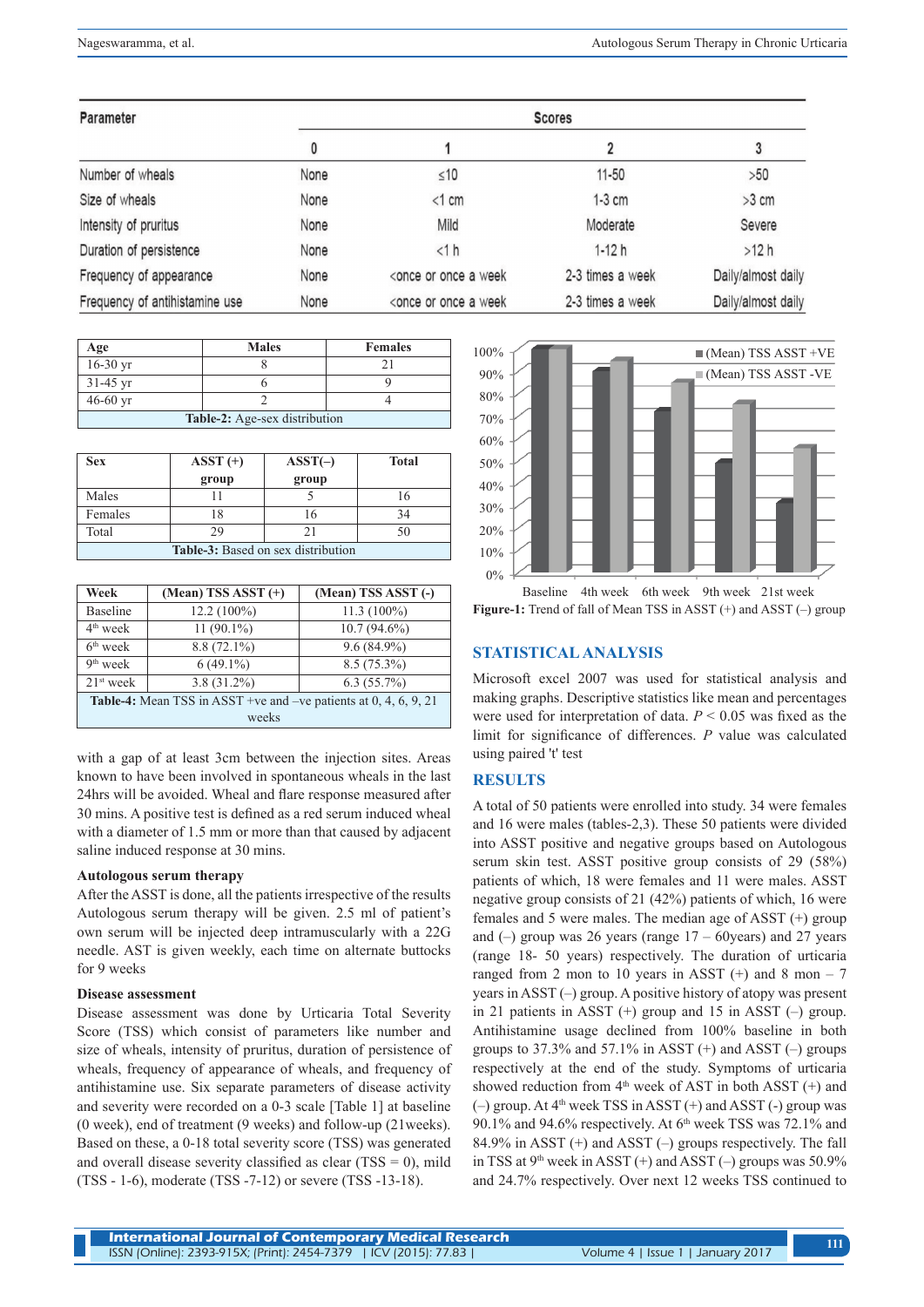| Parameter | Scores | | | |
|---|---|---|---|---|
| | 0 | 1 | 2 | 3 |
| Number of wheals | None | ≤10 | 11-50 | >50 |
| Size of wheals | None | <1 cm | 1-3 cm | >3 cm |
| Intensity of pruritus | None | Mild | Moderate | Severe |
| Duration of persistence | None | <1 h | 1-12 h | >12 h |
| Frequency of appearance | None | <once or once a week | 2-3 times a week | Daily/almost daily |
| Frequency of antihistamine use | None | <once or once a week | 2-3 times a week | Daily/almost daily |

| Age | Males | Females |
|---|---|---|
| 16-30 yr | 8 | 21 |
| 31-45 yr | 6 | 9 |
| 46-60 yr | 2 | 4 |

**Table-2:** Age-sex distribution

| Sex | ASST (+) group | ASST(–) group | Total |
|---|---|---|---|
| Males | 11 | 5 | 16 |
| Females | 18 | 16 | 34 |
| Total | 29 | 21 | 50 |

**Table-3:** Based on sex distribution

| Week | (Mean) TSS ASST (+) | (Mean) TSS ASST (-) |
|---|---|---|
| Baseline | 12.2 (100%) | 11.3 (100%) |
| 4th week | 11 (90.1%) | 10.7 (94.6%) |
| 6th week | 8.8 (72.1%) | 9.6 (84.9%) |
| 9th week | 6 (49.1%) | 8.5 (75.3%) |
| 21st week | 3.8 (31.2%) | 6.3 (55.7%) |

**Table-4:** Mean TSS in ASST +ve and –ve patients at 0, 4, 6, 9, 21 weeks

with a gap of at least 3cm between the injection sites. Areas known to have been involved in spontaneous wheals in the last 24hrs will be avoided. Wheal and flare response measured after 30 mins. A positive test is defined as a red serum induced wheal with a diameter of 1.5 mm or more than that caused by adjacent saline induced response at 30 mins.

### Autologous serum therapy

After the ASST is done, all the patients irrespective of the results Autologous serum therapy will be given. 2.5 ml of patient's own serum will be injected deep intramuscularly with a 22G needle. AST is given weekly, each time on alternate buttocks for 9 weeks

### Disease assessment

Disease assessment was done by Urticaria Total Severity Score (TSS) which consist of parameters like number and size of wheals, intensity of pruritus, duration of persistence of wheals, frequency of appearance of wheals, and frequency of antihistamine use. Six separate parameters of disease activity and severity were recorded on a 0-3 scale [Table 1] at baseline (0 week), end of treatment (9 weeks) and follow-up (21weeks). Based on these, a 0-18 total severity score (TSS) was generated and overall disease severity classified as clear (TSS = 0), mild (TSS - 1-6), moderate (TSS -7-12) or severe (TSS -13-18).

**Figure-1:** Trend of fall of Mean TSS in ASST (+) and ASST (–) group

## STATISTICAL ANALYSIS

Microsoft excel 2007 was used for statistical analysis and making graphs. Descriptive statistics like mean and percentages were used for interpretation of data. $P < 0.05$ was fixed as the limit for significance of differences. $P$ value was calculated using paired 't' test

## RESULTS

A total of 50 patients were enrolled into study. 34 were females and 16 were males (tables-2,3). These 50 patients were divided into ASST positive and negative groups based on Autologous serum skin test. ASST positive group consists of 29 (58%) patients of which, 18 were females and 11 were males. ASST negative group consists of 21 (42%) patients of which, 16 were females and 5 were males. The median age of ASST (+) group and (–) group was 26 years (range 17 – 60years) and 27 years (range 18- 50 years) respectively. The duration of urticaria ranged from 2 mon to 10 years in ASST (+) and 8 mon – 7 years in ASST (–) group. A positive history of atopy was present in 21 patients in ASST (+) group and 15 in ASST (–) group. Antihistamine usage declined from 100% baseline in both groups to 37.3% and 57.1% in ASST (+) and ASST (–) groups respectively at the end of the study. Symptoms of urticaria showed reduction from 4th week of AST in both ASST (+) and (–) group. At 4th week TSS in ASST (+) and ASST (-) group was 90.1% and 94.6% respectively. At 6th week TSS was 72.1% and 84.9% in ASST (+) and ASST (–) groups respectively. The fall in TSS at 9th week in ASST (+) and ASST (–) groups was 50.9% and 24.7% respectively. Over next 12 weeks TSS continued to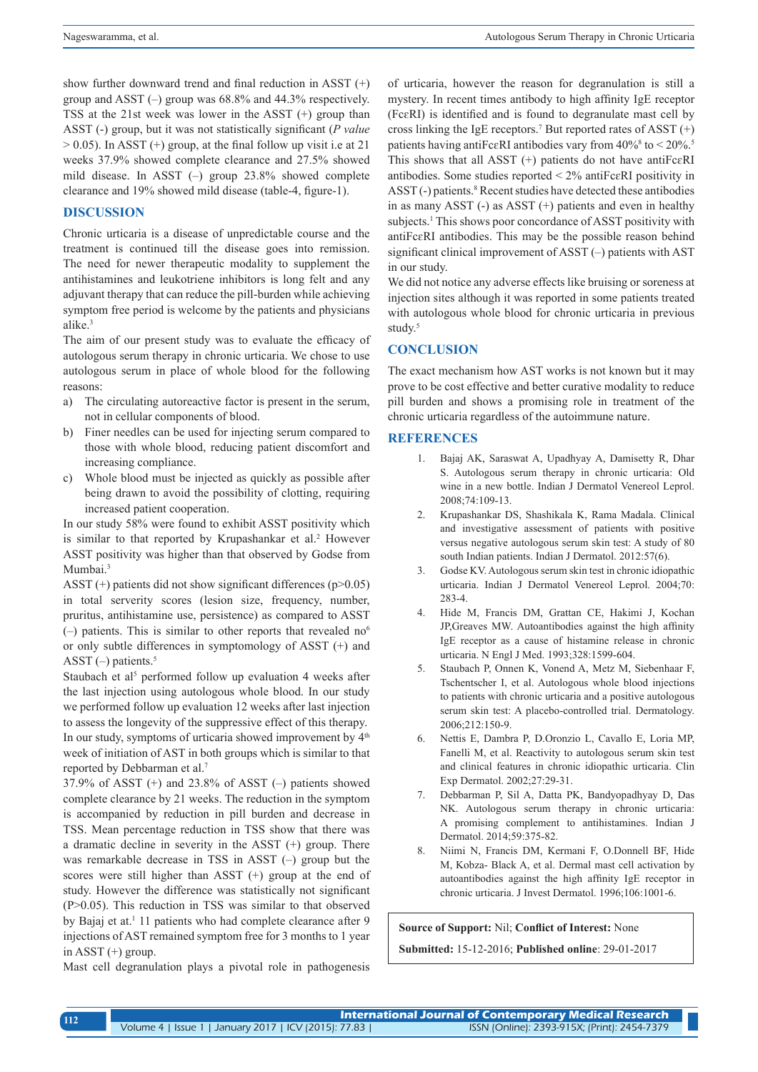show further downward trend and final reduction in ASST (+) group and ASST (–) group was 68.8% and 44.3% respectively. TSS at the 21st week was lower in the ASST (+) group than ASST (-) group, but it was not statistically significant (*P value* > 0.05). In ASST (+) group, at the final follow up visit i.e at 21 weeks 37.9% showed complete clearance and 27.5% showed mild disease. In ASST (–) group 23.8% showed complete clearance and 19% showed mild disease (table-4, figure-1).

## DISCUSSION

Chronic urticaria is a disease of unpredictable course and the treatment is continued till the disease goes into remission. The need for newer therapeutic modality to supplement the antihistamines and leukotriene inhibitors is long felt and any adjuvant therapy that can reduce the pill-burden while achieving symptom free period is welcome by the patients and physicians alike.[3]

The aim of our present study was to evaluate the efficacy of autologous serum therapy in chronic urticaria. We chose to use autologous serum in place of whole blood for the following reasons:

a) The circulating autoreactive factor is present in the serum, not in cellular components of blood.
b) Finer needles can be used for injecting serum compared to those with whole blood, reducing patient discomfort and increasing compliance.
c) Whole blood must be injected as quickly as possible after being drawn to avoid the possibility of clotting, requiring increased patient cooperation.

In our study 58% were found to exhibit ASST positivity which is similar to that reported by Krupashankar et al.[2] However ASST positivity was higher than that observed by Godse from Mumbai.[3]

ASST (+) patients did not show significant differences (p>0.05) in total serverity scores (lesion size, frequency, number, pruritus, antihistamine use, persistence) as compared to ASST (–) patients. This is similar to other reports that revealed no[6] or only subtle differences in symptomology of ASST (+) and ASST (–) patients.[5]

Staubach et al[5] performed follow up evaluation 4 weeks after the last injection using autologous whole blood. In our study we performed follow up evaluation 12 weeks after last injection to assess the longevity of the suppressive effect of this therapy.

In our study, symptoms of urticaria showed improvement by 4th week of initiation of AST in both groups which is similar to that reported by Debbarman et al.[7]

37.9% of ASST (+) and 23.8% of ASST (–) patients showed complete clearance by 21 weeks. The reduction in the symptom is accompanied by reduction in pill burden and decrease in TSS. Mean percentage reduction in TSS show that there was a dramatic decline in severity in the ASST (+) group. There was remarkable decrease in TSS in ASST (–) group but the scores were still higher than ASST (+) group at the end of study. However the difference was statistically not significant (P>0.05). This reduction in TSS was similar to that observed by Bajaj et at.[1] 11 patients who had complete clearance after 9 injections of AST remained symptom free for 3 months to 1 year in ASST (+) group.

Mast cell degranulation plays a pivotal role in pathogenesis of urticaria, however the reason for degranulation is still a mystery. In recent times antibody to high affinity IgE receptor (FcεRI) is identified and is found to degranulate mast cell by cross linking the IgE receptors.[7] But reported rates of ASST (+) patients having antiFcεRI antibodies vary from 40%[8] to < 20%.[5] This shows that all ASST (+) patients do not have antiFcεRI antibodies. Some studies reported < 2% antiFcεRI positivity in ASST (-) patients.[8] Recent studies have detected these antibodies in as many ASST (-) as ASST (+) patients and even in healthy subjects.[1] This shows poor concordance of ASST positivity with antiFcεRI antibodies. This may be the possible reason behind significant clinical improvement of ASST (–) patients with AST in our study.

We did not notice any adverse effects like bruising or soreness at injection sites although it was reported in some patients treated with autologous whole blood for chronic urticaria in previous study.[5]

## CONCLUSION

The exact mechanism how AST works is not known but it may prove to be cost effective and better curative modality to reduce pill burden and shows a promising role in treatment of the chronic urticaria regardless of the autoimmune nature.

## REFERENCES

1. Bajaj AK, Saraswat A, Upadhyay A, Damisetty R, Dhar S. Autologous serum therapy in chronic urticaria: Old wine in a new bottle. Indian J Dermatol Venereol Leprol. 2008;74:109-13.
2. Krupashankar DS, Shashikala K, Rama Madala. Clinical and investigative assessment of patients with positive versus negative autologous serum skin test: A study of 80 south Indian patients. Indian J Dermatol. 2012:57(6).
3. Godse KV. Autologous serum skin test in chronic idiopathic urticaria. Indian J Dermatol Venereol Leprol. 2004;70: 283-4.
4. Hide M, Francis DM, Grattan CE, Hakimi J, Kochan JP,Greaves MW. Autoantibodies against the high affinity IgE receptor as a cause of histamine release in chronic urticaria. N Engl J Med. 1993;328:1599-604.
5. Staubach P, Onnen K, Vonend A, Metz M, Siebenhaar F, Tschentscher I, et al. Autologous whole blood injections to patients with chronic urticaria and a positive autologous serum skin test: A placebo-controlled trial. Dermatology. 2006;212:150-9.
6. Nettis E, Dambra P, D.Oronzio L, Cavallo E, Loria MP, Fanelli M, et al. Reactivity to autologous serum skin test and clinical features in chronic idiopathic urticaria. Clin Exp Dermatol. 2002;27:29-31.
7. Debbarman P, Sil A, Datta PK, Bandyopadhyay D, Das NK. Autologous serum therapy in chronic urticaria: A promising complement to antihistamines. Indian J Dermatol. 2014;59:375-82.
8. Niimi N, Francis DM, Kermani F, O.Donnell BF, Hide M, Kobza- Black A, et al. Dermal mast cell activation by autoantibodies against the high affinity IgE receptor in chronic urticaria. J Invest Dermatol. 1996;106:1001-6.

**Source of Support:** Nil; **Conflict of Interest:** None

**Submitted:** 15-12-2016; **Published online**: 29-01-2017